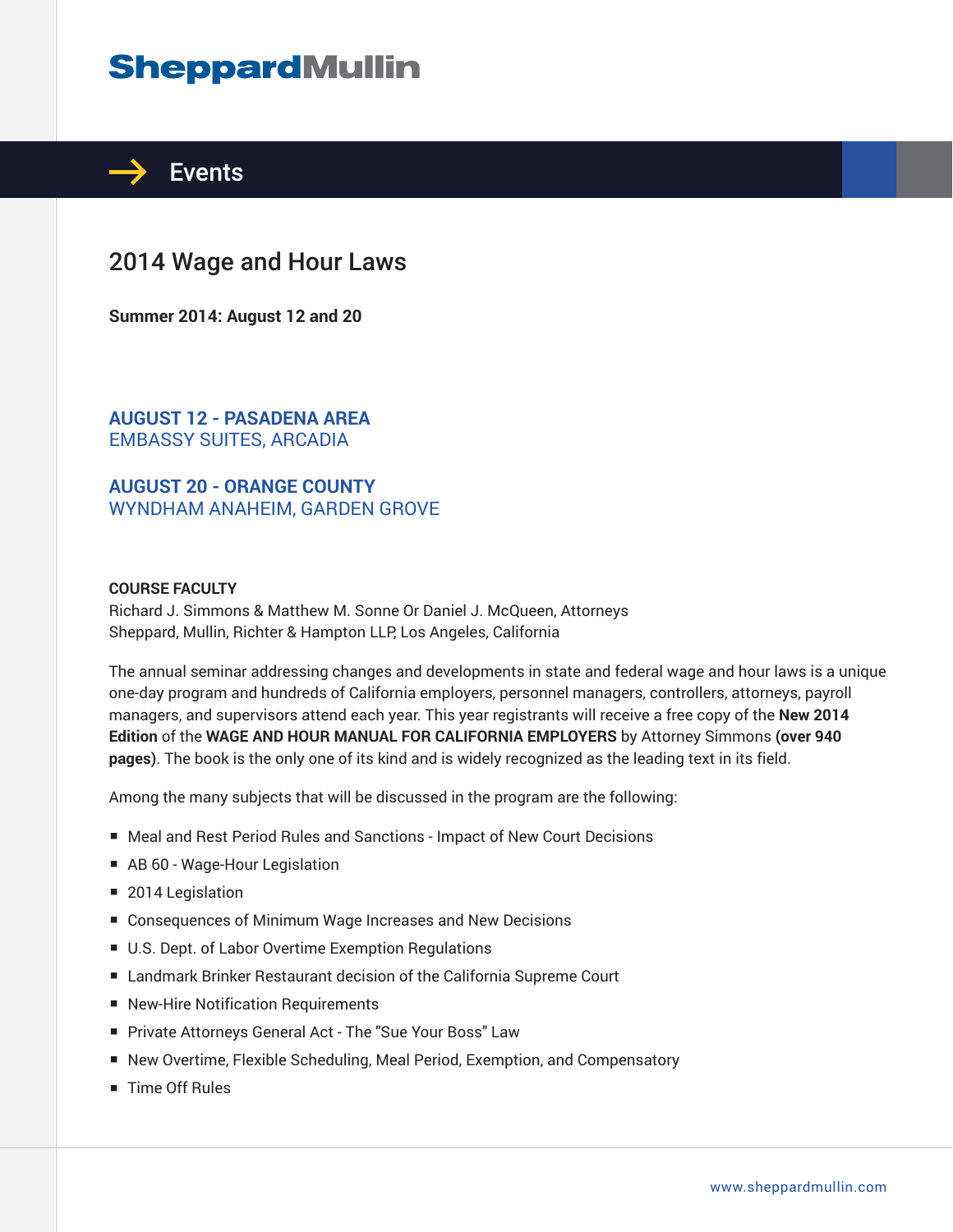# SheppardMullin

## Events

# 2014 Wage and Hour Laws

**Summer 2014: August 12 and 20**

**AUGUST 12 - PASADENA AREA**
EMBASSY SUITES, ARCADIA

**AUGUST 20 - ORANGE COUNTY**
WYNDHAM ANAHEIM, GARDEN GROVE

**COURSE FACULTY**
Richard J. Simmons & Matthew M. Sonne Or Daniel J. McQueen, Attorneys
Sheppard, Mullin, Richter & Hampton LLP, Los Angeles, California

The annual seminar addressing changes and developments in state and federal wage and hour laws is a unique one-day program and hundreds of California employers, personnel managers, controllers, attorneys, payroll managers, and supervisors attend each year. This year registrants will receive a free copy of the **New 2014 Edition** of the **WAGE AND HOUR MANUAL FOR CALIFORNIA EMPLOYERS** by Attorney Simmons **(over 940 pages)**. The book is the only one of its kind and is widely recognized as the leading text in its field.

Among the many subjects that will be discussed in the program are the following:

- Meal and Rest Period Rules and Sanctions - Impact of New Court Decisions
- AB 60 - Wage-Hour Legislation
- 2014 Legislation
- Consequences of Minimum Wage Increases and New Decisions
- U.S. Dept. of Labor Overtime Exemption Regulations
- Landmark Brinker Restaurant decision of the California Supreme Court
- New-Hire Notification Requirements
- Private Attorneys General Act - The "Sue Your Boss" Law
- New Overtime, Flexible Scheduling, Meal Period, Exemption, and Compensatory
- Time Off Rules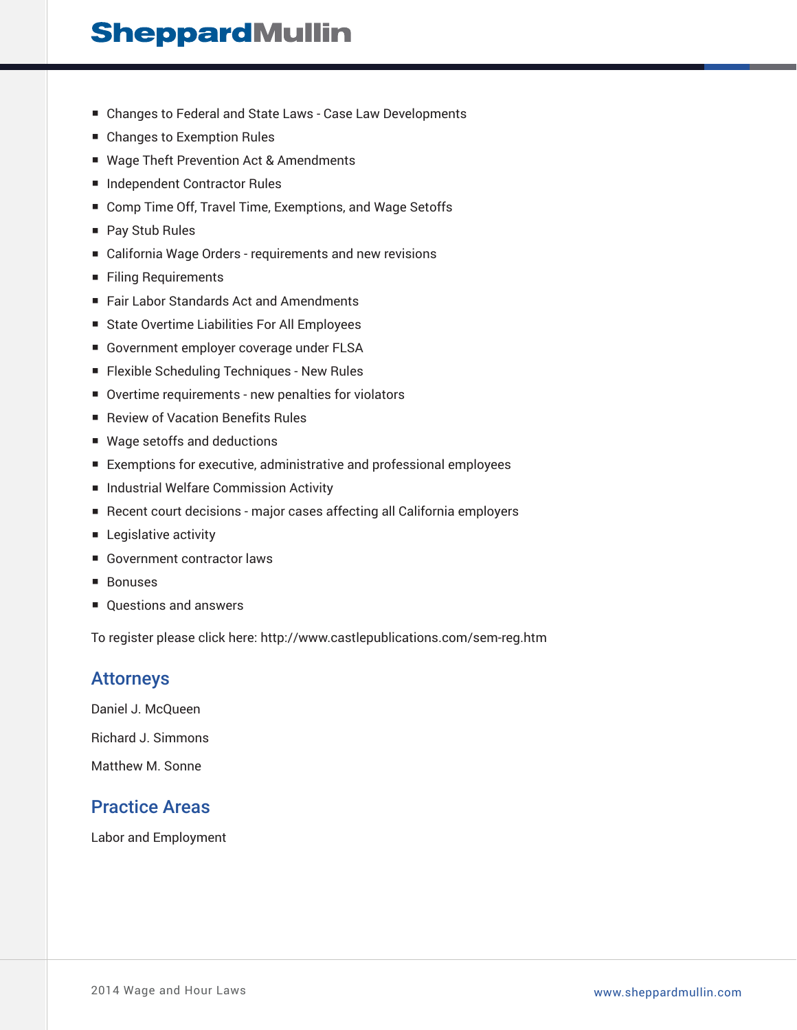- Changes to Federal and State Laws - Case Law Developments
- Changes to Exemption Rules
- Wage Theft Prevention Act & Amendments
- Independent Contractor Rules
- Comp Time Off, Travel Time, Exemptions, and Wage Setoffs
- Pay Stub Rules
- California Wage Orders - requirements and new revisions
- Filing Requirements
- Fair Labor Standards Act and Amendments
- State Overtime Liabilities For All Employees
- Government employer coverage under FLSA
- Flexible Scheduling Techniques - New Rules
- Overtime requirements - new penalties for violators
- Review of Vacation Benefits Rules
- Wage setoffs and deductions
- Exemptions for executive, administrative and professional employees
- Industrial Welfare Commission Activity
- Recent court decisions - major cases affecting all California employers
- Legislative activity
- Government contractor laws
- Bonuses
- Questions and answers

To register please click here: http://www.castlepublications.com/sem-reg.htm

## Attorneys

Daniel J. McQueen

Richard J. Simmons

Matthew M. Sonne

## Practice Areas

Labor and Employment